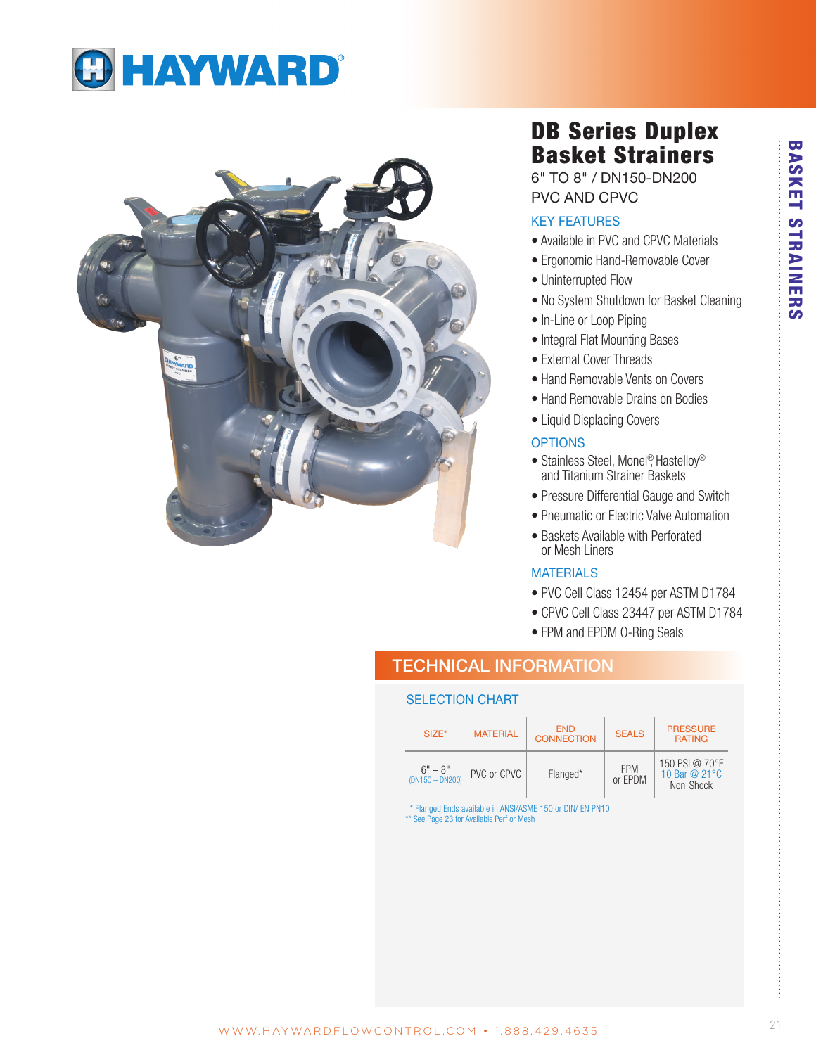# DB Series Duplex Basket Strainers

6" TO 8" / DN150-DN200
PVC AND CPVC

### KEY FEATURES

- Available in PVC and CPVC Materials
- Ergonomic Hand-Removable Cover
- Uninterrupted Flow
- No System Shutdown for Basket Cleaning
- In-Line or Loop Piping
- Integral Flat Mounting Bases
- External Cover Threads
- Hand Removable Vents on Covers
- Hand Removable Drains on Bodies
- Liquid Displacing Covers

### OPTIONS

- Stainless Steel, Monel®, Hastelloy® and Titanium Strainer Baskets
- Pressure Differential Gauge and Switch
- Pneumatic or Electric Valve Automation
- Baskets Available with Perforated or Mesh Liners

### MATERIALS

- PVC Cell Class 12454 per ASTM D1784
- CPVC Cell Class 23447 per ASTM D1784
- FPM and EPDM O-Ring Seals

## TECHNICAL INFORMATION

### SELECTION CHART

| SIZE* | MATERIAL | END CONNECTION | SEALS | PRESSURE RATING |
|---|---|---|---|---|
| 6" – 8" (DN150 – DN200) | PVC or CPVC | Flanged* | FPM or EPDM | 150 PSI @ 70°F 10 Bar @ 21°C Non-Shock |

\* Flanged Ends available in ANSI/ASME 150 or DIN/ EN PN10
** See Page 23 for Available Perf or Mesh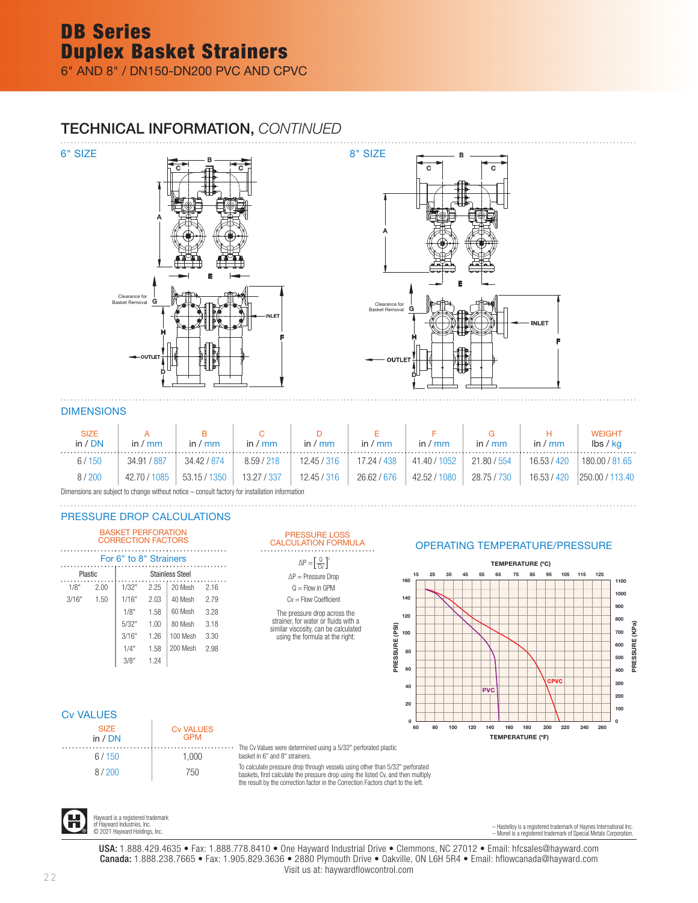# DB Series Duplex Basket Strainers

6" AND 8" / DN150-DN200 PVC AND CPVC

## TECHNICAL INFORMATION, *CONTINUED*

6" SIZE

8" SIZE

B
C
C
A
E
Clearance for Basket Removal
G
INLET
H
F
OUTLET
D

## DIMENSIONS

| SIZE in / DN | A in / mm | B in / mm | C in / mm | D in / mm | E in / mm | F in / mm | G in / mm | H in / mm | WEIGHT lbs / kg |
|---|---|---|---|---|---|---|---|---|---|
| 6 / 150 | 34.91 / 887 | 34.42 / 874 | 8.59 / 218 | 12.45 / 316 | 17.24 / 438 | 41.40 / 1052 | 21.80 / 554 | 16.53 / 420 | 180.00 / 81.65 |
| 8 / 200 | 42.70 / 1085 | 53.15 / 1350 | 13.27 / 337 | 12.45 / 316 | 26.62 / 676 | 42.52 / 1080 | 28.75 / 730 | 16.53 / 420 | 250.00 / 113.40 |

Dimensions are subject to change without notice – consult factory for installation information

## PRESSURE DROP CALCULATIONS

### BASKET PERFORATION CORRECTION FACTORS

For 6" to 8" Strainers

| Plastic | | Stainless Steel | | | |
|---|---|---|---|---|---|
| 1/8" | 2.00 | 1/32" | 2.25 | 20 Mesh | 2.16 |
| 3/16" | 1.50 | 1/16" | 2.03 | 40 Mesh | 2.79 |
| | | 1/8" | 1.58 | 60 Mesh | 3.28 |
| | | 5/32" | 1.00 | 80 Mesh | 3.18 |
| | | 3/16" | 1.26 | 100 Mesh | 3.30 |
| | | 1/4" | 1.58 | 200 Mesh | 2.98 |
| | | 3/8" | 1.24 | | |

### PRESSURE LOSS CALCULATION FORMULA

$$\Delta P = \left[\frac{Q}{Cv}\right]^2$$

$\Delta P$ = Pressure Drop

Q = Flow in GPM

Cv = Flow Coefficient

The pressure drop across the strainer, for water or fluids with a similar viscosity, can be calculated using the formula at the right:

### OPERATING TEMPERATURE/PRESSURE

TEMPERATURE (°C)

15 25 35 45 55 65 75 85 95 105 115 125

PRESSURE (PSI)

0 20 40 60 80 100 120 140 160

PRESSURE (KPa)

0 100 200 300 400 500 600 700 800 900 1000 1100

TEMPERATURE (°F)

60 80 100 120 140 160 180 200 220 240 260

PVC

CPVC

## Cv VALUES

| SIZE in / DN | Cv VALUES GPM |
|---|---|
| 6 / 150 | 1,000 |
| 8 / 200 | 750 |

The Cv Values were determined using a 5/32" perforated plastic basket in 6" and 8" strainers.

To calculate pressure drop through vessels using other than 5/32" perforated baskets, first calculate the pressure drop using the listed Cv, and then multiply the result by the correction factor in the Correction Factors chart to the left.

Hayward is a registered trademark of Hayward Industries, Inc.
© 2021 Hayward Holdings, Inc.

– Hastelloy is a registered trademark of Haynes International Inc.
– Monel is a registered trademark of Special Metals Corporation.

**USA:** 1.888.429.4635 • Fax: 1.888.778.8410 • One Hayward Industrial Drive • Clemmons, NC 27012 • Email: hfcsales@hayward.com
**Canada:** 1.888.238.7665 • Fax: 1.905.829.3636 • 2880 Plymouth Drive • Oakville, ON L6H 5R4 • Email: hflowcanada@hayward.com
Visit us at: haywardflowcontrol.com